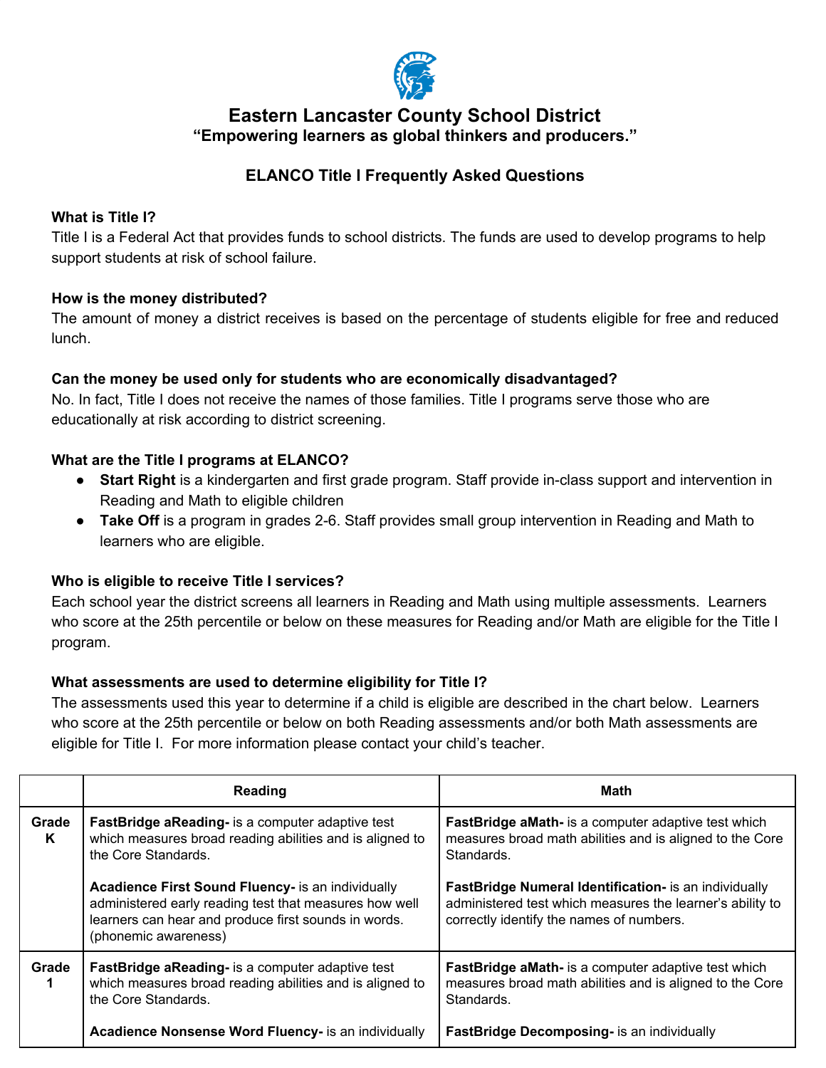# Eastern Lancaster County School District

**"Empowering learners as global thinkers and producers."**

## ELANCO Title I Frequently Asked Questions

**What is Title I?**

Title I is a Federal Act that provides funds to school districts. The funds are used to develop programs to help support students at risk of school failure.

**How is the money distributed?**

The amount of money a district receives is based on the percentage of students eligible for free and reduced lunch.

**Can the money be used only for students who are economically disadvantaged?**

No. In fact, Title I does not receive the names of those families. Title I programs serve those who are educationally at risk according to district screening.

**What are the Title I programs at ELANCO?**

- **Start Right** is a kindergarten and first grade program. Staff provide in-class support and intervention in Reading and Math to eligible children
- **Take Off** is a program in grades 2-6. Staff provides small group intervention in Reading and Math to learners who are eligible.

**Who is eligible to receive Title I services?**

Each school year the district screens all learners in Reading and Math using multiple assessments. Learners who score at the 25th percentile or below on these measures for Reading and/or Math are eligible for the Title I program.

**What assessments are used to determine eligibility for Title I?**

The assessments used this year to determine if a child is eligible are described in the chart below. Learners who score at the 25th percentile or below on both Reading assessments and/or both Math assessments are eligible for Title I. For more information please contact your child's teacher.

| | Reading | Math |
|---|---|---|
| **Grade K** | **FastBridge aReading-** is a computer adaptive test which measures broad reading abilities and is aligned to the Core Standards.<br><br>**Acadience First Sound Fluency-** is an individually administered early reading test that measures how well learners can hear and produce first sounds in words. (phonemic awareness) | **FastBridge aMath-** is a computer adaptive test which measures broad math abilities and is aligned to the Core Standards.<br><br>**FastBridge Numeral Identification-** is an individually administered test which measures the learner's ability to correctly identify the names of numbers. |
| **Grade 1** | **FastBridge aReading-** is a computer adaptive test which measures broad reading abilities and is aligned to the Core Standards.<br><br>**Acadience Nonsense Word Fluency-** is an individually | **FastBridge aMath-** is a computer adaptive test which measures broad math abilities and is aligned to the Core Standards.<br><br>**FastBridge Decomposing-** is an individually |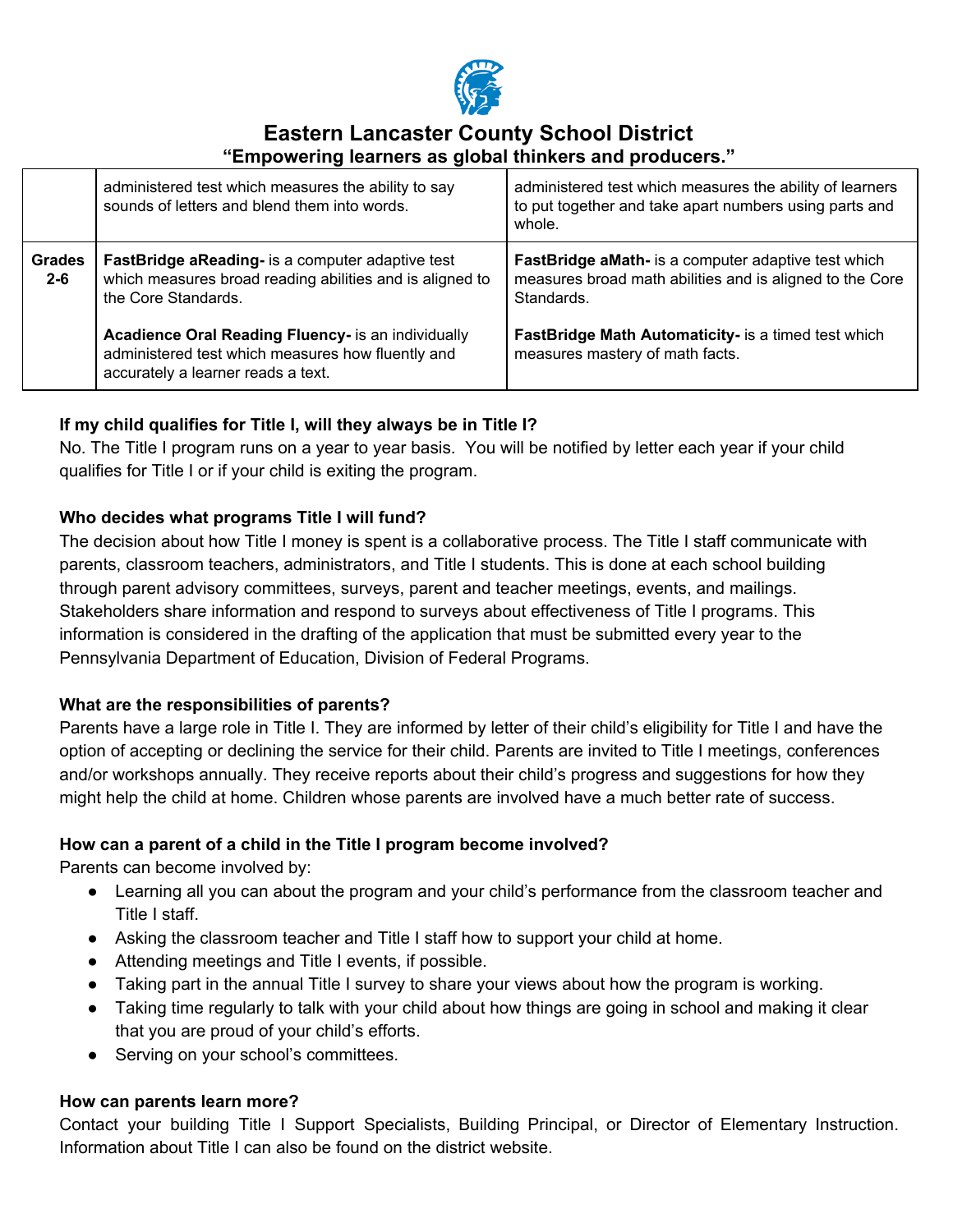# Eastern Lancaster County School District

**"Empowering learners as global thinkers and producers."**

| | | |
|---|---|---|
| | administered test which measures the ability to say sounds of letters and blend them into words. | administered test which measures the ability of learners to put together and take apart numbers using parts and whole. |
| **Grades 2-6** | **FastBridge aReading-** is a computer adaptive test which measures broad reading abilities and is aligned to the Core Standards.<br><br>**Acadience Oral Reading Fluency-** is an individually administered test which measures how fluently and accurately a learner reads a text. | **FastBridge aMath-** is a computer adaptive test which measures broad math abilities and is aligned to the Core Standards.<br><br>**FastBridge Math Automaticity-** is a timed test which measures mastery of math facts. |

**If my child qualifies for Title I, will they always be in Title I?**
No. The Title I program runs on a year to year basis. You will be notified by letter each year if your child qualifies for Title I or if your child is exiting the program.

**Who decides what programs Title I will fund?**
The decision about how Title I money is spent is a collaborative process. The Title I staff communicate with parents, classroom teachers, administrators, and Title I students. This is done at each school building through parent advisory committees, surveys, parent and teacher meetings, events, and mailings. Stakeholders share information and respond to surveys about effectiveness of Title I programs. This information is considered in the drafting of the application that must be submitted every year to the Pennsylvania Department of Education, Division of Federal Programs.

**What are the responsibilities of parents?**
Parents have a large role in Title I. They are informed by letter of their child's eligibility for Title I and have the option of accepting or declining the service for their child. Parents are invited to Title I meetings, conferences and/or workshops annually. They receive reports about their child's progress and suggestions for how they might help the child at home. Children whose parents are involved have a much better rate of success.

**How can a parent of a child in the Title I program become involved?**
Parents can become involved by:

- Learning all you can about the program and your child's performance from the classroom teacher and Title I staff.
- Asking the classroom teacher and Title I staff how to support your child at home.
- Attending meetings and Title I events, if possible.
- Taking part in the annual Title I survey to share your views about how the program is working.
- Taking time regularly to talk with your child about how things are going in school and making it clear that you are proud of your child's efforts.
- Serving on your school's committees.

**How can parents learn more?**
Contact your building Title I Support Specialists, Building Principal, or Director of Elementary Instruction. Information about Title I can also be found on the district website.